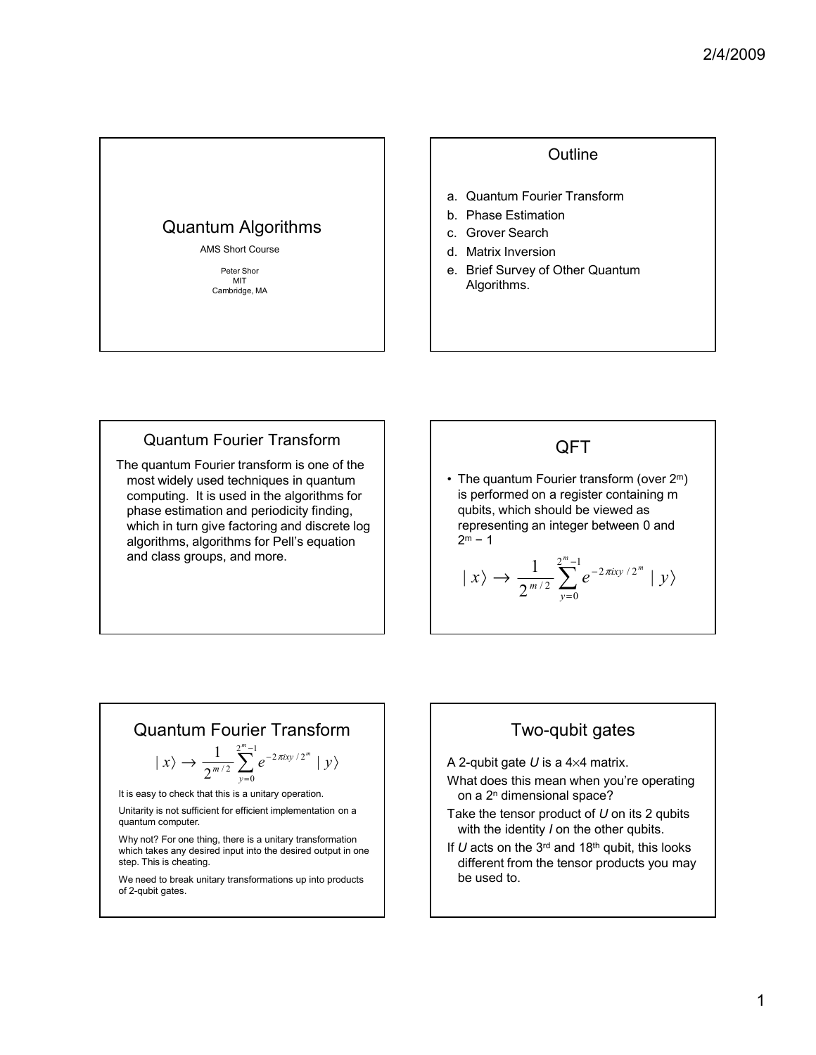# Quantum Algorithms

AMS Short Course

Peter Shor
MIT
Cambridge, MA

## Outline

a. Quantum Fourier Transform
b. Phase Estimation
c. Grover Search
d. Matrix Inversion
e. Brief Survey of Other Quantum Algorithms.

## Quantum Fourier Transform

The quantum Fourier transform is one of the most widely used techniques in quantum computing. It is used in the algorithms for phase estimation and periodicity finding, which in turn give factoring and discrete log algorithms, algorithms for Pell's equation and class groups, and more.

## QFT

- The quantum Fourier transform (over $2^m$) is performed on a register containing m qubits, which should be viewed as representing an integer between 0 and $2^m - 1$

$$| x \rangle \rightarrow \frac{1}{2^{m/2}} \sum_{y=0}^{2^m - 1} e^{-2\pi i x y / 2^m} \; | y \rangle$$

## Quantum Fourier Transform

$$| x \rangle \rightarrow \frac{1}{2^{m/2}} \sum_{y=0}^{2^m - 1} e^{-2\pi i x y / 2^m} \; | y \rangle$$

It is easy to check that this is a unitary operation.

Unitarity is not sufficient for efficient implementation on a quantum computer.

Why not? For one thing, there is a unitary transformation which takes any desired input into the desired output in one step. This is cheating.

We need to break unitary transformations up into products of 2-qubit gates.

## Two-qubit gates

A 2-qubit gate *U* is a $4 \times 4$ matrix.

What does this mean when you're operating on a $2^n$ dimensional space?

Take the tensor product of *U* on its 2 qubits with the identity *I* on the other qubits.

If *U* acts on the 3rd and 18th qubit, this looks different from the tensor products you may be used to.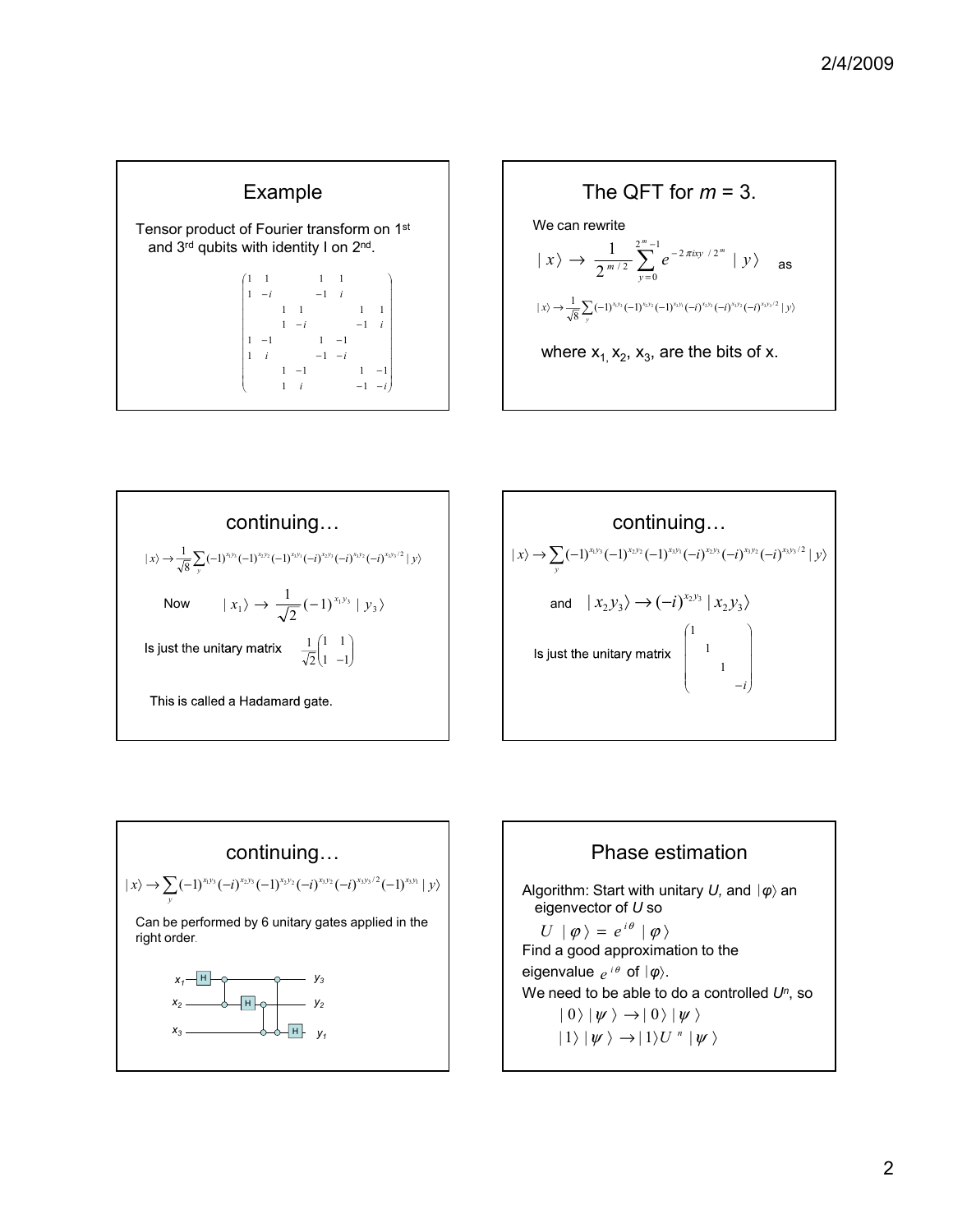## Example

Tensor product of Fourier transform on 1st and 3rd qubits with identity I on 2nd.

$$\begin{pmatrix} 1 & 1 & & & 1 & 1 & & \\ 1 & -i & & & -1 & i & & \\ & & 1 & 1 & & & 1 & 1 \\ & & 1 & -i & & & -1 & i \\ 1 & -1 & & & 1 & -1 & & \\ 1 & i & & & -1 & -i & & \\ & & 1 & -1 & & & 1 & -1 \\ & & 1 & i & & & -1 & -i \end{pmatrix}$$

## The QFT for *m* = 3.

We can rewrite

$$|x\rangle \rightarrow \frac{1}{2^{m/2}} \sum_{y=0}^{2^m-1} e^{-2\pi ixy/2^m} |y\rangle \quad \text{as}$$

$$|x\rangle \rightarrow \frac{1}{\sqrt{8}} \sum_y (-1)^{x_1y_3}(-1)^{x_2y_2}(-1)^{x_3y_1}(-i)^{x_2y_3}(-i)^{x_3y_2}(-i)^{x_3y_3/2}|y\rangle$$

where $x_1, x_2, x_3$, are the bits of x.

## continuing…

$$|x\rangle \rightarrow \frac{1}{\sqrt{8}} \sum_y (-1)^{x_1y_3}(-1)^{x_2y_2}(-1)^{x_3y_1}(-i)^{x_2y_3}(-i)^{x_3y_2}(-i)^{x_3y_3/2}|y\rangle$$

Now $\quad |x_1\rangle \rightarrow \frac{1}{\sqrt{2}}(-1)^{x_1y_3}|y_3\rangle$

Is just the unitary matrix $\frac{1}{\sqrt{2}}\begin{pmatrix} 1 & 1 \\ 1 & -1 \end{pmatrix}$

This is called a Hadamard gate.

## continuing…

$$|x\rangle \rightarrow \sum_y (-1)^{x_1y_3}(-1)^{x_2y_2}(-1)^{x_3y_1}(-i)^{x_2y_3}(-i)^{x_3y_2}(-i)^{x_3y_3/2}|y\rangle$$

and $\quad |x_2y_3\rangle \rightarrow (-i)^{x_2y_3}|x_2y_3\rangle$

Is just the unitary matrix $\begin{pmatrix} 1 & & & \\ & 1 & & \\ & & 1 & \\ & & & -i \end{pmatrix}$

## continuing…

$$|x\rangle \rightarrow \sum_y (-1)^{x_1y_3}(-i)^{x_2y_3}(-1)^{x_2y_2}(-i)^{x_3y_2}(-i)^{x_3y_3/2}(-1)^{x_3y_1}|y\rangle$$

Can be performed by 6 unitary gates applied in the right order.

```
x1 --H--o-----------o--------- y3
        |           |
x2 -----o----H--o---|--------- y2
                |   |
x3 -------------o---o----H---- y1
```

## Phase estimation

Algorithm: Start with unitary *U,* and $|\varphi\rangle$ an eigenvector of *U* so

$$U\,|\varphi\rangle = e^{i\theta}\,|\varphi\rangle$$

Find a good approximation to the eigenvalue $e^{i\theta}$ of $|\varphi\rangle$.

We need to be able to do a controlled $U^n$, so

$$|0\rangle\,|\psi\rangle \rightarrow |0\rangle\,|\psi\rangle$$

$$|1\rangle\,|\psi\rangle \rightarrow |1\rangle U^n\,|\psi\rangle$$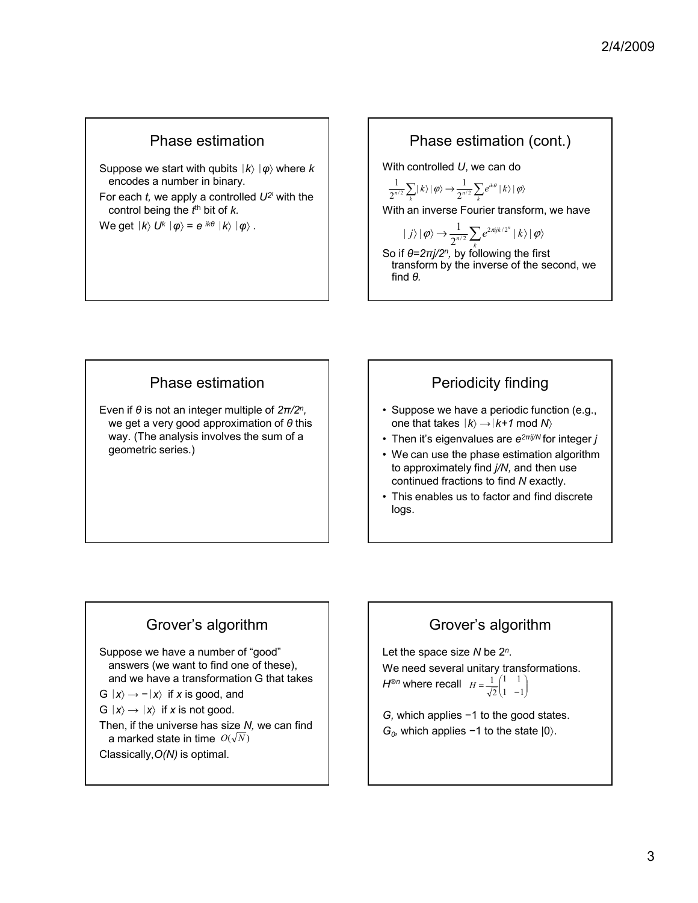## Phase estimation

Suppose we start with qubits $|k\rangle\ |\varphi\rangle$ where *k* encodes a number in binary.

For each *t,* we apply a controlled $U^{2^t}$ with the control being the $t^{th}$ bit of *k.*

We get $|k\rangle\ U^k\ |\varphi\rangle = e^{ik\theta}\ |k\rangle\ |\varphi\rangle$ .

## Phase estimation (cont.)

With controlled *U*, we can do

$$\frac{1}{2^{n/2}}\sum_k |k\rangle|\varphi\rangle \rightarrow \frac{1}{2^{n/2}}\sum_k e^{ik\theta}|k\rangle|\varphi\rangle$$

With an inverse Fourier transform, we have

$$|j\rangle|\varphi\rangle \rightarrow \frac{1}{2^{n/2}}\sum_k e^{2\pi ijk/2^n}|k\rangle|\varphi\rangle$$

So if $\theta = 2\pi j/2^n$, by following the first transform by the inverse of the second, we find $\theta$.

## Phase estimation

Even if $\theta$ is not an integer multiple of $2\pi/2^n$, we get a very good approximation of $\theta$ this way. (The analysis involves the sum of a geometric series.)

## Periodicity finding

- Suppose we have a periodic function (e.g., one that takes $|k\rangle \rightarrow |k+1 \bmod N\rangle$
- Then it's eigenvalues are $e^{2\pi ij/N}$ for integer *j*
- We can use the phase estimation algorithm to approximately find *j/N,* and then use continued fractions to find *N* exactly.
- This enables us to factor and find discrete logs.

## Grover's algorithm

Suppose we have a number of "good" answers (we want to find one of these), and we have a transformation G that takes

G $|x\rangle \rightarrow -|x\rangle$ if *x* is good, and

G $|x\rangle \rightarrow |x\rangle$ if *x* is not good.

Then, if the universe has size *N,* we can find a marked state in time $O(\sqrt{N})$

Classically, *O(N)* is optimal.

## Grover's algorithm

Let the space size *N* be $2^n$.

We need several unitary transformations.

$H^{\otimes n}$ where recall $H = \frac{1}{\sqrt{2}}\begin{pmatrix} 1 & 1 \\ 1 & -1 \end{pmatrix}$

*G,* which applies −1 to the good states.

$G_0$, which applies −1 to the state $|0\rangle$.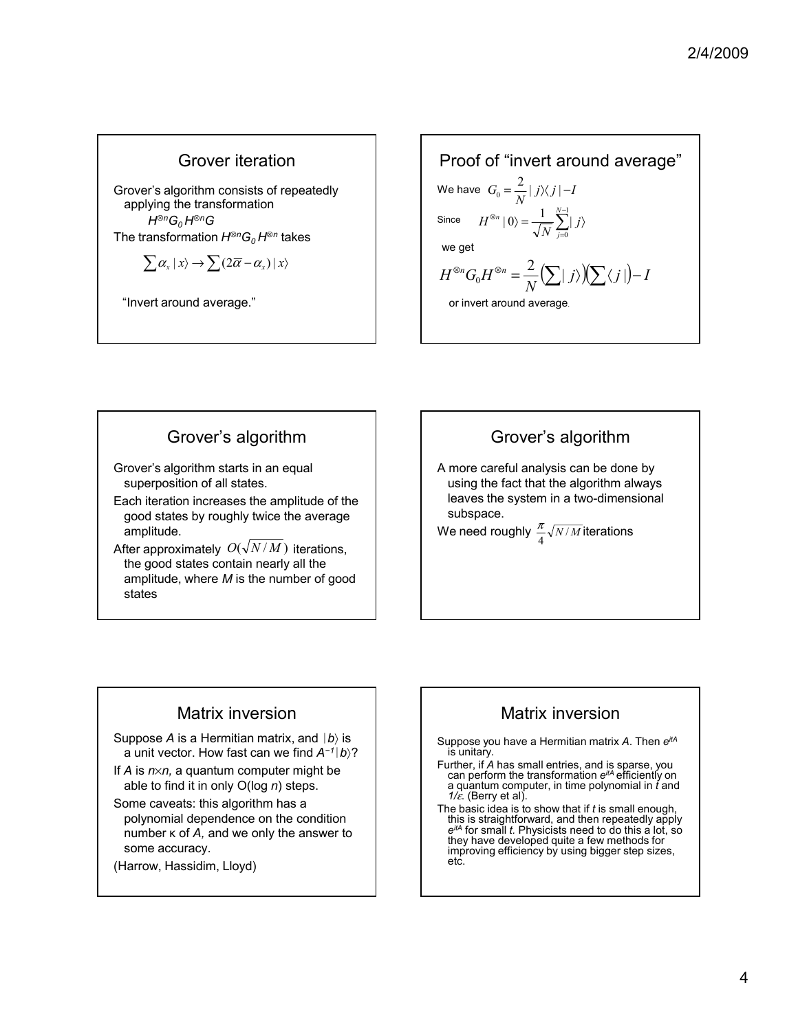## Grover iteration

Grover's algorithm consists of repeatedly applying the transformation

$H^{\otimes n} G_0 H^{\otimes n} G$

The transformation $H^{\otimes n} G_0 H^{\otimes n}$ takes

$$\sum \alpha_x |x\rangle \rightarrow \sum (2\overline{\alpha} - \alpha_x) |x\rangle$$

"Invert around average."

## Proof of "invert around average"

We have $G_0 = \frac{2}{N} |j\rangle\langle j| - I$

Since $H^{\otimes n} |0\rangle = \frac{1}{\sqrt{N}} \sum_{j=0}^{N-1} |j\rangle$

we get

$$H^{\otimes n} G_0 H^{\otimes n} = \frac{2}{N} \left(\sum |j\rangle\right)\left(\sum \langle j|\right) - I$$

or invert around average.

## Grover's algorithm

Grover's algorithm starts in an equal superposition of all states.

Each iteration increases the amplitude of the good states by roughly twice the average amplitude.

After approximately $O(\sqrt{N/M})$ iterations, the good states contain nearly all the amplitude, where $M$ is the number of good states

## Grover's algorithm

A more careful analysis can be done by using the fact that the algorithm always leaves the system in a two-dimensional subspace.

We need roughly $\frac{\pi}{4}\sqrt{N/M}$ iterations

## Matrix inversion

Suppose $A$ is a Hermitian matrix, and $|b\rangle$ is a unit vector. How fast can we find $A^{-1}|b\rangle$?

If $A$ is $n \times n$, a quantum computer might be able to find it in only O(log $n$) steps.

Some caveats: this algorithm has a polynomial dependence on the condition number κ of $A$, and we only the answer to some accuracy.

(Harrow, Hassidim, Lloyd)

## Matrix inversion

Suppose you have a Hermitian matrix $A$. Then $e^{itA}$ is unitary.

Further, if $A$ has small entries, and is sparse, you can perform the transformation $e^{itA}$ efficiently on a quantum computer, in time polynomial in $t$ and $1/\varepsilon$. (Berry et al).

The basic idea is to show that if $t$ is small enough, this is straightforward, and then repeatedly apply $e^{itA}$ for small $t$. Physicists need to do this a lot, so they have developed quite a few methods for improving efficiency by using bigger step sizes, etc.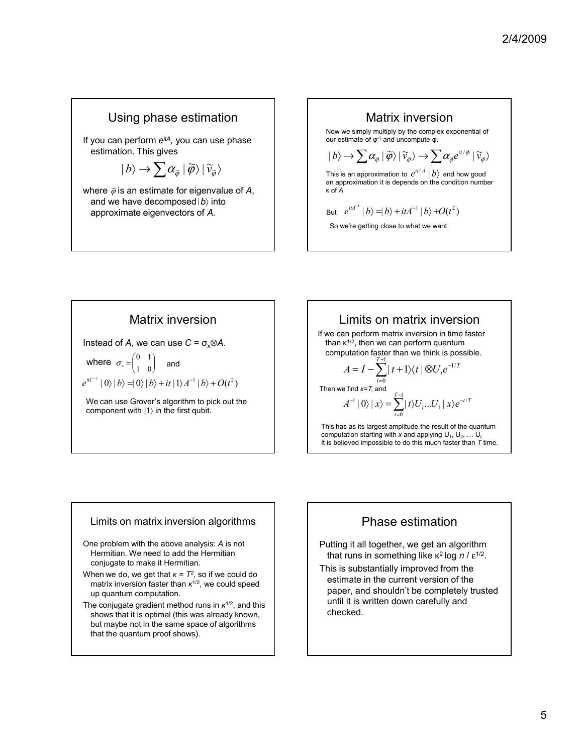## Using phase estimation

If you can perform $e^{itA}$, you can use phase estimation. This gives

$$|b\rangle \rightarrow \sum \alpha_{\tilde{\varphi}} |\tilde{\varphi}\rangle |\tilde{v}_{\tilde{\varphi}}\rangle$$

where $\tilde{\varphi}$ is an estimate for eigenvalue of *A*, and we have decomposed $|b\rangle$ into approximate eigenvectors of *A*.

## Matrix inversion

Now we simply multiply by the complex exponential of our estimate of $\varphi^{-1}$ and uncompute φ.

$$|b\rangle \rightarrow \sum \alpha_{\tilde{\varphi}} |\tilde{\varphi}\rangle |\tilde{v}_{\tilde{\varphi}}\rangle \rightarrow \sum \alpha_{\tilde{\varphi}} e^{it/\tilde{\varphi}} |\tilde{v}_{\tilde{\varphi}}\rangle$$

This is an approximation to $e^{it/A}|b\rangle$ and how good an approximation it is depends on the condition number κ of *A*

But $e^{itA^{-1}}|b\rangle = |b\rangle + itA^{-1}|b\rangle + O(t^2)$

So we're getting close to what we want.

## Matrix inversion

Instead of *A*, we can use $C = \sigma_x \otimes A$.

where $\sigma_x = \begin{pmatrix} 0 & 1 \\ 1 & 0 \end{pmatrix}$ and

$$e^{itC^{-1}} |0\rangle |b\rangle = |0\rangle |b\rangle + it|1\rangle A^{-1} |b\rangle + O(t^2)$$

We can use Grover's algorithm to pick out the component with $|1\rangle$ in the first qubit.

## Limits on matrix inversion

If we can perform matrix inversion in time faster than $\kappa^{1/2}$, then we can perform quantum computation faster than we think is possible.

$$A = I - \sum_{t=0}^{T-1} |t+1\rangle\langle t| \otimes U_t e^{-1/T}$$

Then we find $\kappa = T$, and

$$A^{-1}|0\rangle|x\rangle = \sum_{t=0}^{T-1} |t\rangle U_t \ldots U_1 |x\rangle e^{-t/T}$$

This has as its largest amplitude the result of the quantum computation starting with *x* and applying $U_1, U_2, \ldots U_t$. It is believed impossible to do this much faster than *T* time.

### Limits on matrix inversion algorithms

One problem with the above analysis: *A* is not Hermitian. We need to add the Hermitian conjugate to make it Hermitian.

When we do, we get that $\kappa = T^2$, so if we could do matrix inversion faster than $\kappa^{1/2}$, we could speed up quantum computation.

The conjugate gradient method runs in $\kappa^{1/2}$, and this shows that it is optimal (this was already known, but maybe not in the same space of algorithms that the quantum proof shows).

## Phase estimation

Putting it all together, we get an algorithm that runs in something like $\kappa^2 \log n / \varepsilon^{1/2}$.

This is substantially improved from the estimate in the current version of the paper, and shouldn't be completely trusted until it is written down carefully and checked.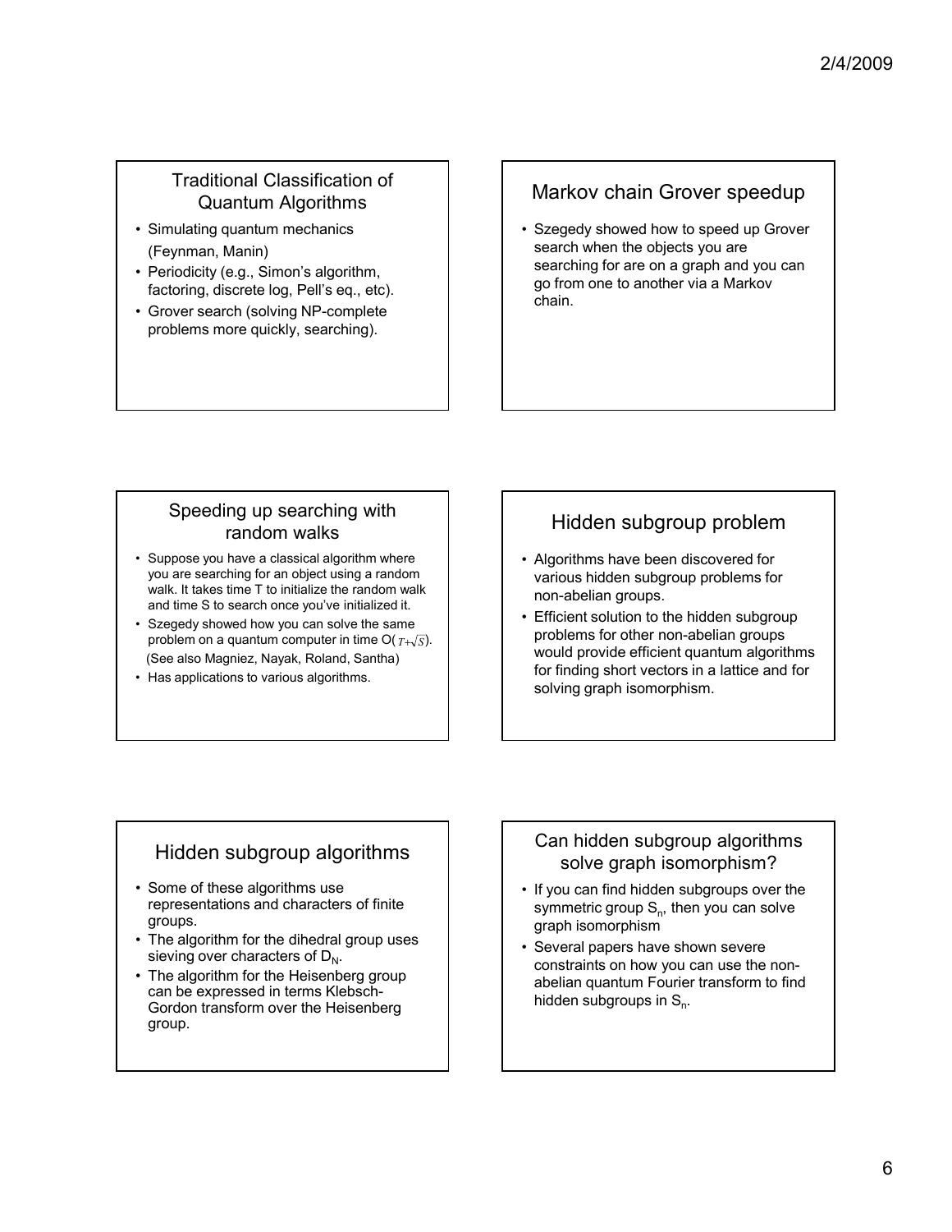## Traditional Classification of Quantum Algorithms

- Simulating quantum mechanics (Feynman, Manin)
- Periodicity (e.g., Simon's algorithm, factoring, discrete log, Pell's eq., etc).
- Grover search (solving NP-complete problems more quickly, searching).

## Markov chain Grover speedup

- Szegedy showed how to speed up Grover search when the objects you are searching for are on a graph and you can go from one to another via a Markov chain.

## Speeding up searching with random walks

- Suppose you have a classical algorithm where you are searching for an object using a random walk. It takes time T to initialize the random walk and time S to search once you've initialized it.
- Szegedy showed how you can solve the same problem on a quantum computer in time $O(T+\sqrt{S})$. (See also Magniez, Nayak, Roland, Santha)
- Has applications to various algorithms.

## Hidden subgroup problem

- Algorithms have been discovered for various hidden subgroup problems for non-abelian groups.
- Efficient solution to the hidden subgroup problems for other non-abelian groups would provide efficient quantum algorithms for finding short vectors in a lattice and for solving graph isomorphism.

## Hidden subgroup algorithms

- Some of these algorithms use representations and characters of finite groups.
- The algorithm for the dihedral group uses sieving over characters of $D_N$.
- The algorithm for the Heisenberg group can be expressed in terms Klebsch-Gordon transform over the Heisenberg group.

## Can hidden subgroup algorithms solve graph isomorphism?

- If you can find hidden subgroups over the symmetric group $S_n$, then you can solve graph isomorphism
- Several papers have shown severe constraints on how you can use the non-abelian quantum Fourier transform to find hidden subgroups in $S_n$.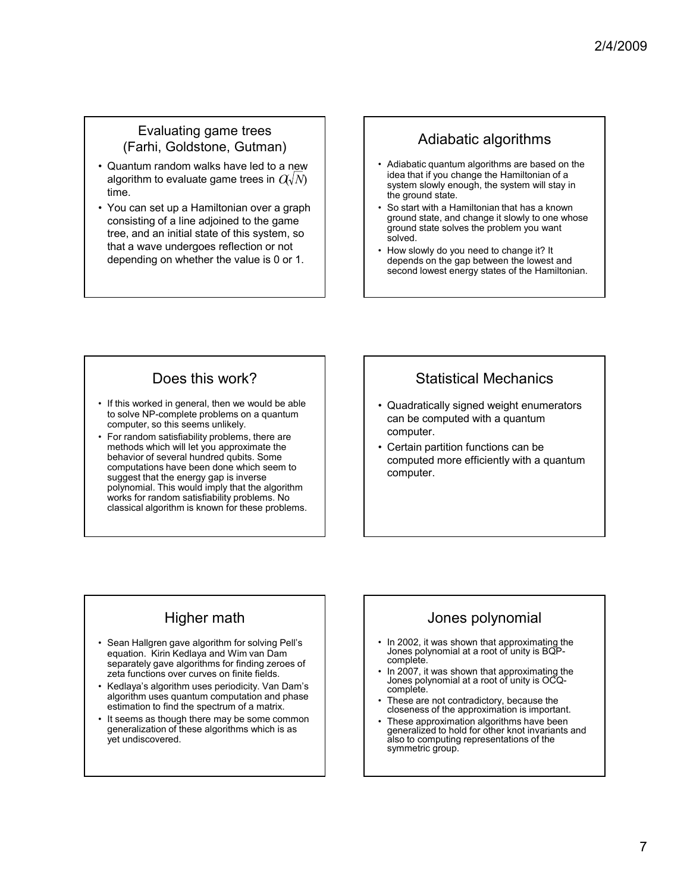## Evaluating game trees (Farhi, Goldstone, Gutman)

- Quantum random walks have led to a new algorithm to evaluate game trees in $O(\sqrt{N})$ time.
- You can set up a Hamiltonian over a graph consisting of a line adjoined to the game tree, and an initial state of this system, so that a wave undergoes reflection or not depending on whether the value is 0 or 1.

## Adiabatic algorithms

- Adiabatic quantum algorithms are based on the idea that if you change the Hamiltonian of a system slowly enough, the system will stay in the ground state.
- So start with a Hamiltonian that has a known ground state, and change it slowly to one whose ground state solves the problem you want solved.
- How slowly do you need to change it? It depends on the gap between the lowest and second lowest energy states of the Hamiltonian.

## Does this work?

- If this worked in general, then we would be able to solve NP-complete problems on a quantum computer, so this seems unlikely.
- For random satisfiability problems, there are methods which will let you approximate the behavior of several hundred qubits. Some computations have been done which seem to suggest that the energy gap is inverse polynomial. This would imply that the algorithm works for random satisfiability problems. No classical algorithm is known for these problems.

## Statistical Mechanics

- Quadratically signed weight enumerators can be computed with a quantum computer.
- Certain partition functions can be computed more efficiently with a quantum computer.

## Higher math

- Sean Hallgren gave algorithm for solving Pell's equation. Kirin Kedlaya and Wim van Dam separately gave algorithms for finding zeroes of zeta functions over curves on finite fields.
- Kedlaya's algorithm uses periodicity. Van Dam's algorithm uses quantum computation and phase estimation to find the spectrum of a matrix.
- It seems as though there may be some common generalization of these algorithms which is as yet undiscovered.

## Jones polynomial

- In 2002, it was shown that approximating the Jones polynomial at a root of unity is BQP-complete.
- In 2007, it was shown that approximating the Jones polynomial at a root of unity is OCQ-complete.
- These are not contradictory, because the closeness of the approximation is important.
- These approximation algorithms have been generalized to hold for other knot invariants and also to computing representations of the symmetric group.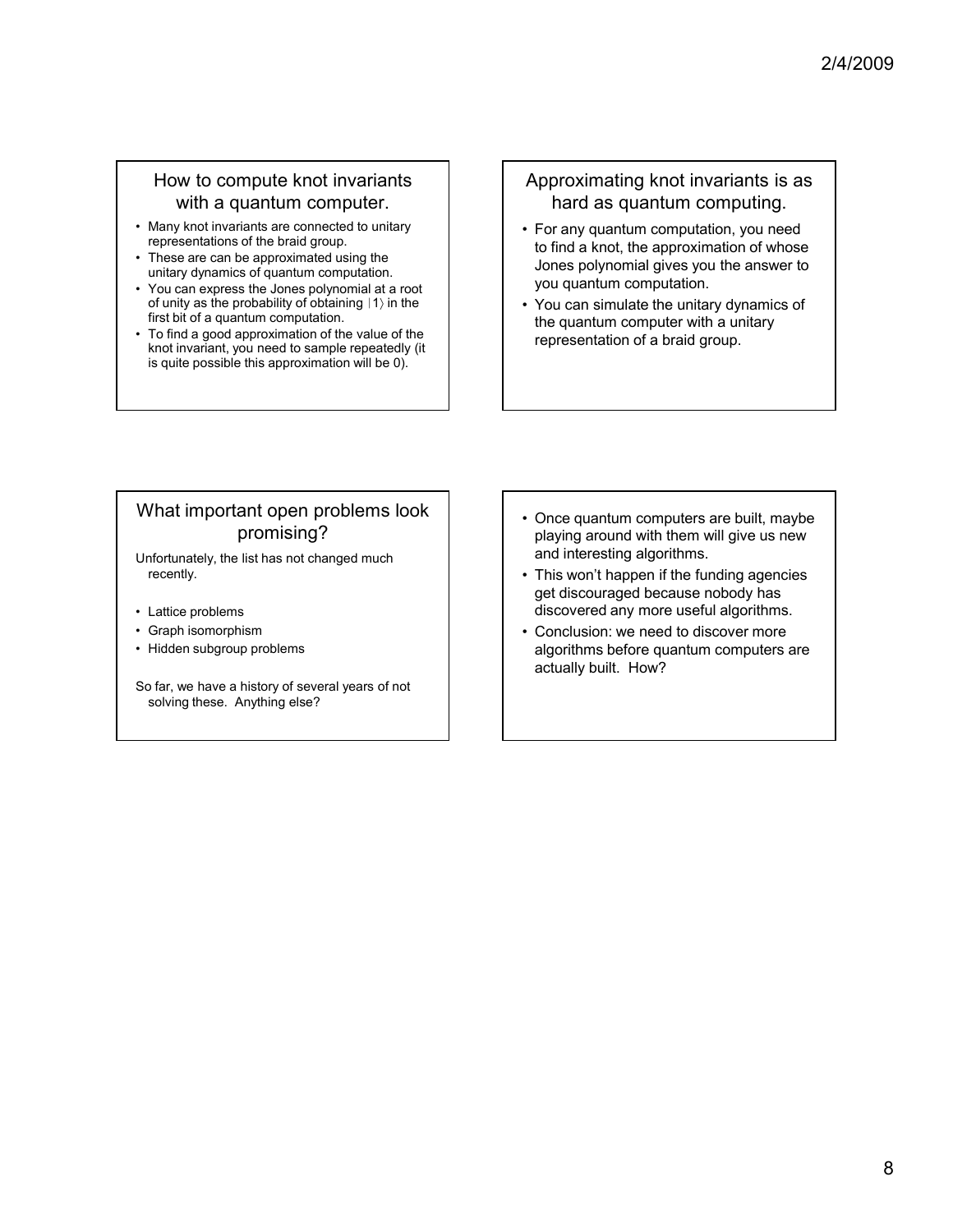## How to compute knot invariants with a quantum computer.

- Many knot invariants are connected to unitary representations of the braid group.
- These are can be approximated using the unitary dynamics of quantum computation.
- You can express the Jones polynomial at a root of unity as the probability of obtaining $|1\rangle$ in the first bit of a quantum computation.
- To find a good approximation of the value of the knot invariant, you need to sample repeatedly (it is quite possible this approximation will be 0).

## Approximating knot invariants is as hard as quantum computing.

- For any quantum computation, you need to find a knot, the approximation of whose Jones polynomial gives you the answer to you quantum computation.
- You can simulate the unitary dynamics of the quantum computer with a unitary representation of a braid group.

## What important open problems look promising?

Unfortunately, the list has not changed much recently.

- Lattice problems
- Graph isomorphism
- Hidden subgroup problems

So far, we have a history of several years of not solving these. Anything else?

---

- Once quantum computers are built, maybe playing around with them will give us new and interesting algorithms.
- This won't happen if the funding agencies get discouraged because nobody has discovered any more useful algorithms.
- Conclusion: we need to discover more algorithms before quantum computers are actually built. How?